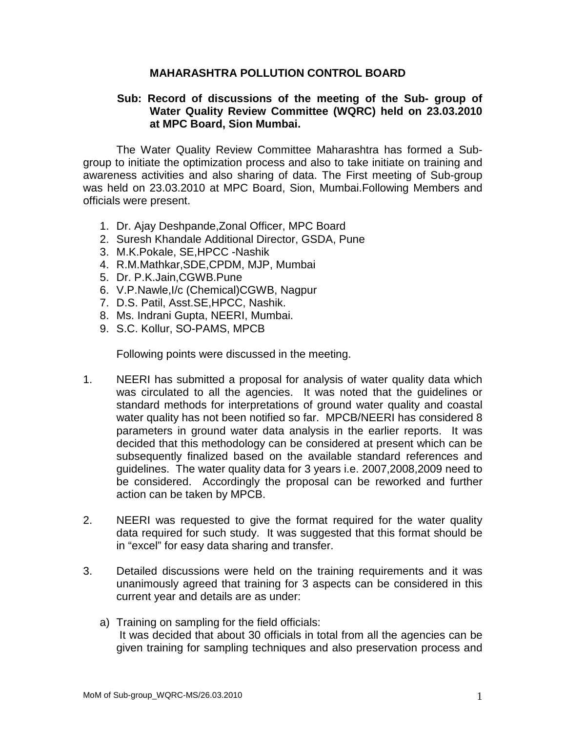# MAHARASHTRA POLLUTION CONTROL BOARD

**Sub: Record of discussions of the meeting of the Sub- group of Water Quality Review Committee (WQRC) held on 23.03.2010 at MPC Board, Sion Mumbai.**

The Water Quality Review Committee Maharashtra has formed a Sub-group to initiate the optimization process and also to take initiate on training and awareness activities and also sharing of data. The First meeting of Sub-group was held on 23.03.2010 at MPC Board, Sion, Mumbai.Following Members and officials were present.

1. Dr. Ajay Deshpande,Zonal Officer, MPC Board
2. Suresh Khandale Additional Director, GSDA, Pune
3. M.K.Pokale, SE,HPCC -Nashik
4. R.M.Mathkar,SDE,CPDM, MJP, Mumbai
5. Dr. P.K.Jain,CGWB.Pune
6. V.P.Nawle,I/c (Chemical)CGWB, Nagpur
7. D.S. Patil, Asst.SE,HPCC, Nashik.
8. Ms. Indrani Gupta, NEERI, Mumbai.
9. S.C. Kollur, SO-PAMS, MPCB

Following points were discussed in the meeting.

1. NEERI has submitted a proposal for analysis of water quality data which was circulated to all the agencies. It was noted that the guidelines or standard methods for interpretations of ground water quality and coastal water quality has not been notified so far. MPCB/NEERI has considered 8 parameters in ground water data analysis in the earlier reports. It was decided that this methodology can be considered at present which can be subsequently finalized based on the available standard references and guidelines. The water quality data for 3 years i.e. 2007,2008,2009 need to be considered. Accordingly the proposal can be reworked and further action can be taken by MPCB.

2. NEERI was requested to give the format required for the water quality data required for such study. It was suggested that this format should be in "excel" for easy data sharing and transfer.

3. Detailed discussions were held on the training requirements and it was unanimously agreed that training for 3 aspects can be considered in this current year and details are as under:

   a) Training on sampling for the field officials:
      It was decided that about 30 officials in total from all the agencies can be given training for sampling techniques and also preservation process and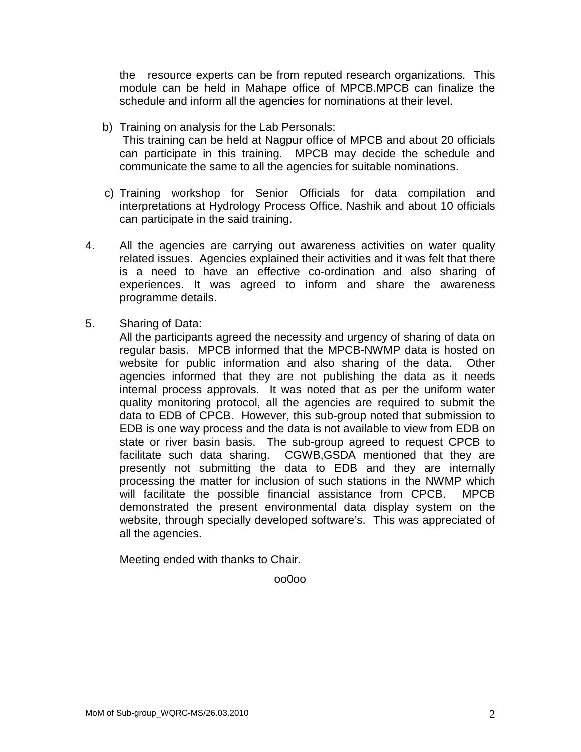the resource experts can be from reputed research organizations. This module can be held in Mahape office of MPCB.MPCB can finalize the schedule and inform all the agencies for nominations at their level.

b) Training on analysis for the Lab Personals:
This training can be held at Nagpur office of MPCB and about 20 officials can participate in this training. MPCB may decide the schedule and communicate the same to all the agencies for suitable nominations.

c) Training workshop for Senior Officials for data compilation and interpretations at Hydrology Process Office, Nashik and about 10 officials can participate in the said training.

4. All the agencies are carrying out awareness activities on water quality related issues. Agencies explained their activities and it was felt that there is a need to have an effective co-ordination and also sharing of experiences. It was agreed to inform and share the awareness programme details.

5. Sharing of Data:
All the participants agreed the necessity and urgency of sharing of data on regular basis. MPCB informed that the MPCB-NWMP data is hosted on website for public information and also sharing of the data. Other agencies informed that they are not publishing the data as it needs internal process approvals. It was noted that as per the uniform water quality monitoring protocol, all the agencies are required to submit the data to EDB of CPCB. However, this sub-group noted that submission to EDB is one way process and the data is not available to view from EDB on state or river basin basis. The sub-group agreed to request CPCB to facilitate such data sharing. CGWB,GSDA mentioned that they are presently not submitting the data to EDB and they are internally processing the matter for inclusion of such stations in the NWMP which will facilitate the possible financial assistance from CPCB. MPCB demonstrated the present environmental data display system on the website, through specially developed software's. This was appreciated of all the agencies.

Meeting ended with thanks to Chair.

oo0oo